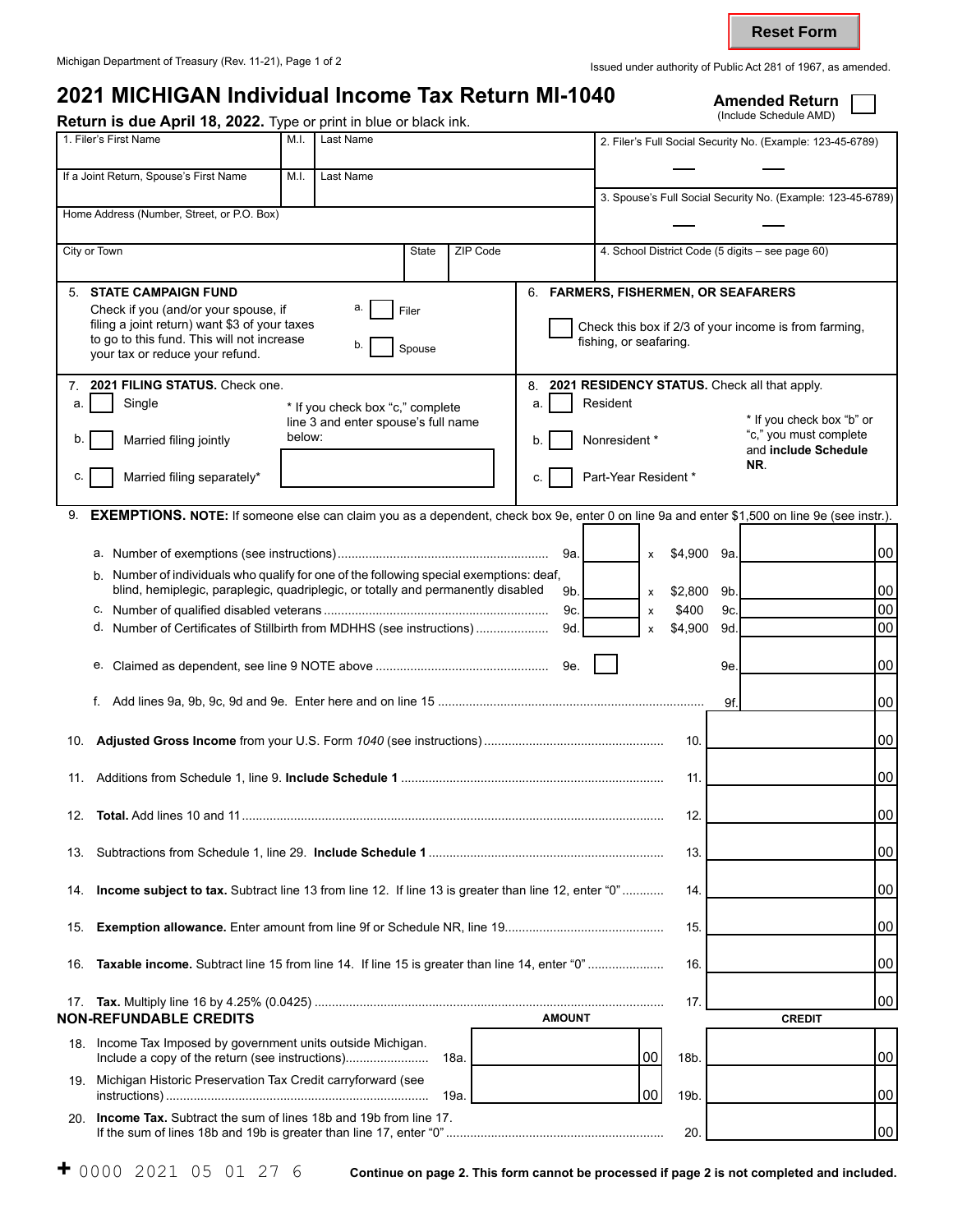Reset Form

Michigan Department of Treasury (Rev. 11-21), Page 1 of 2

Issued under authority of Public Act 281 of 1967, as amended.

# 2021 MICHIGAN Individual Income Tax Return MI-1040

**Amended Return** ☐ (Include Schedule AMD)

**Return is due April 18, 2022.** Type or print in blue or black ink.

| 1. Filer's First Name | M.I. | Last Name | 2. Filer's Full Social Security No. (Example: 123-45-6789) |
|---|---|---|---|
| If a Joint Return, Spouse's First Name | M.I. | Last Name | 3. Spouse's Full Social Security No. (Example: 123-45-6789) |
| Home Address (Number, Street, or P.O. Box) | | | |
| City or Town | State | ZIP Code | 4. School District Code (5 digits – see page 60) |

5. **STATE CAMPAIGN FUND**
Check if you (and/or your spouse, if filing a joint return) want $3 of your taxes to go to this fund. This will not increase your tax or reduce your refund.
a. ☐ Filer
b. ☐ Spouse

6. **FARMERS, FISHERMEN, OR SEAFARERS**
☐ Check this box if 2/3 of your income is from farming, fishing, or seafaring.

7. **2021 FILING STATUS.** Check one.
a. ☐ Single
b. ☐ Married filing jointly
c. ☐ Married filing separately*

\* If you check box "c," complete line 3 and enter spouse's full name below:

8. **2021 RESIDENCY STATUS.** Check all that apply.
a. ☐ Resident
b. ☐ Nonresident *
c. ☐ Part-Year Resident *

\* If you check box "b" or "c," you must complete and **include Schedule NR**.

9. **EXEMPTIONS. NOTE:** If someone else can claim you as a dependent, check box 9e, enter 0 on line 9a and enter $1,500 on line 9e (see instr.).

| Line | Description | Number | | Rate | Line | Amount |
|---|---|---|---|---|---|---|
| a. | Number of exemptions (see instructions) | 9a. | x | $4,900 | 9a. | 00 |
| b. | Number of individuals who qualify for one of the following special exemptions: deaf, blind, hemiplegic, paraplegic, quadriplegic, or totally and permanently disabled | 9b. | x | $2,800 | 9b. | 00 |
| c. | Number of qualified disabled veterans | 9c. | x | $400 | 9c. | 00 |
| d. | Number of Certificates of Stillbirth from MDHHS (see instructions) | 9d. | x | $4,900 | 9d. | 00 |
| e. | Claimed as dependent, see line 9 NOTE above | 9e. ☐ | | | 9e. | 00 |
| f. | Add lines 9a, 9b, 9c, 9d and 9e. Enter here and on line 15 | | | | 9f. | 00 |

| Line | Description | Line | Amount |
|---|---|---|---|
| 10. | **Adjusted Gross Income** from your U.S. Form *1040* (see instructions) | 10. | 00 |
| 11. | Additions from Schedule 1, line 9. **Include Schedule 1** | 11. | 00 |
| 12. | **Total.** Add lines 10 and 11 | 12. | 00 |
| 13. | Subtractions from Schedule 1, line 29. **Include Schedule 1** | 13. | 00 |
| 14. | **Income subject to tax.** Subtract line 13 from line 12. If line 13 is greater than line 12, enter "0" | 14. | 00 |
| 15. | **Exemption allowance.** Enter amount from line 9f or Schedule NR, line 19 | 15. | 00 |
| 16. | **Taxable income.** Subtract line 15 from line 14. If line 15 is greater than line 14, enter "0" | 16. | 00 |
| 17. | **Tax.** Multiply line 16 by 4.25% (0.0425) | 17. | 00 |

**NON-REFUNDABLE CREDITS**

| Line | Description | Line | AMOUNT | Line | CREDIT |
|---|---|---|---|---|---|
| 18. | Income Tax Imposed by government units outside Michigan. Include a copy of the return (see instructions) | 18a. | 00 | 18b. | 00 |
| 19. | Michigan Historic Preservation Tax Credit carryforward (see instructions) | 19a. | 00 | 19b. | 00 |
| 20. | **Income Tax.** Subtract the sum of lines 18b and 19b from line 17. If the sum of lines 18b and 19b is greater than line 17, enter "0" | | | 20. | 00 |

\+ 0000 2021 05 01 27 6

**Continue on page 2. This form cannot be processed if page 2 is not completed and included.**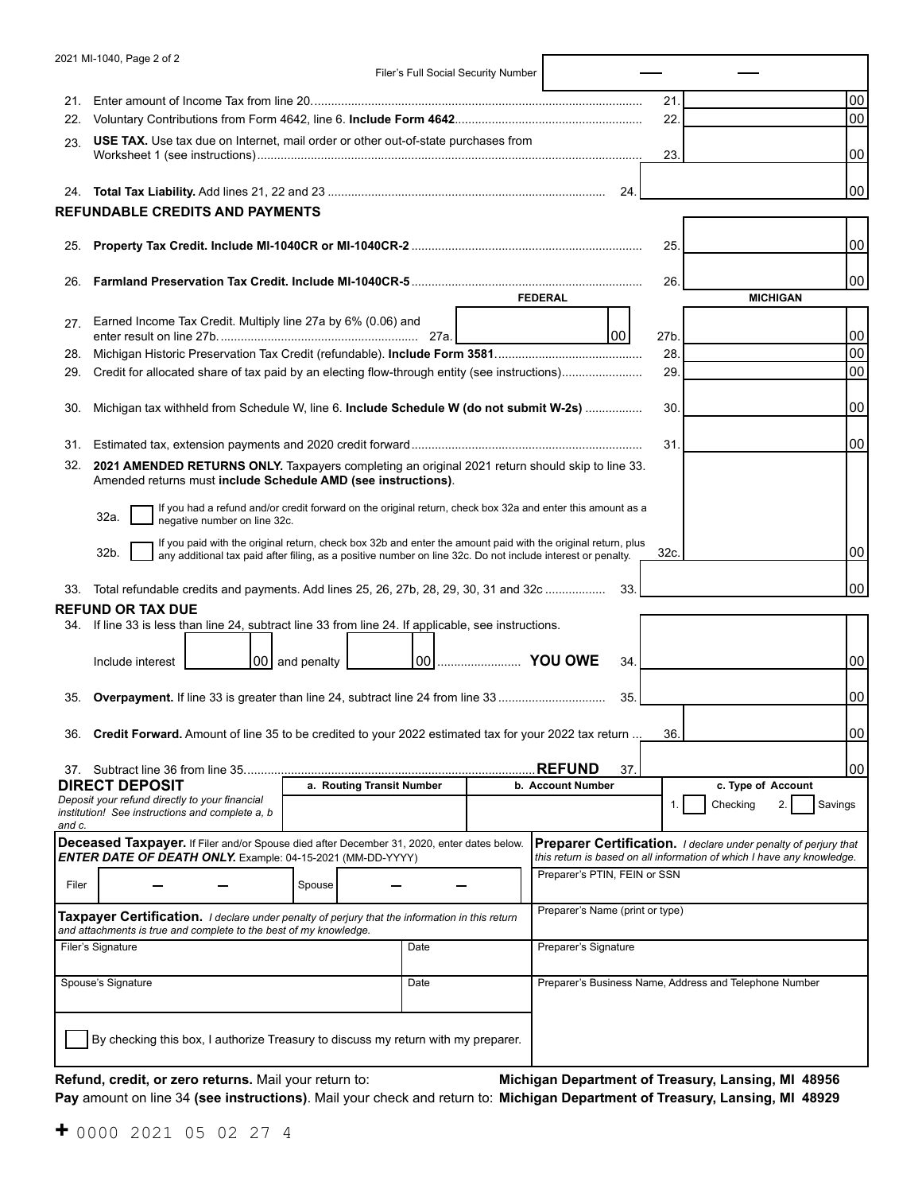2021 MI-1040, Page 2 of 2

Filer's Full Social Security Number

21. Enter amount of Income Tax from line 20 ........ 21. 00
22. Voluntary Contributions from Form 4642, line 6. **Include Form 4642** ........ 22. 00
23. **USE TAX.** Use tax due on Internet, mail order or other out-of-state purchases from Worksheet 1 (see instructions) ........ 23. 00
24. **Total Tax Liability.** Add lines 21, 22 and 23 ........ 24. 00

## REFUNDABLE CREDITS AND PAYMENTS

25. **Property Tax Credit. Include MI-1040CR or MI-1040CR-2** ........ 25. 00
26. **Farmland Preservation Tax Credit. Include MI-1040CR-5** ........ 26. 00

| | FEDERAL | | MICHIGAN |
|---|---|---|---|
| 27. Earned Income Tax Credit. Multiply line 27a by 6% (0.06) and enter result on line 27b. | 27a. 00 | 27b. | 00 |

28. Michigan Historic Preservation Tax Credit (refundable). **Include Form 3581** ........ 28. 00
29. Credit for allocated share of tax paid by an electing flow-through entity (see instructions) ........ 29. 00
30. Michigan tax withheld from Schedule W, line 6. **Include Schedule W (do not submit W-2s)** ........ 30. 00
31. Estimated tax, extension payments and 2020 credit forward ........ 31. 00
32. **2021 AMENDED RETURNS ONLY.** Taxpayers completing an original 2021 return should skip to line 33. Amended returns must **include Schedule AMD (see instructions)**.
   - 32a. ☐ If you had a refund and/or credit forward on the original return, check box 32a and enter this amount as a negative number on line 32c.
   - 32b. ☐ If you paid with the original return, check box 32b and enter the amount paid with the original return, plus any additional tax paid after filing, as a positive number on line 32c. Do not include interest or penalty. 32c. 00
33. Total refundable credits and payments. Add lines 25, 26, 27b, 28, 29, 30, 31 and 32c ........ 33. 00

## REFUND OR TAX DUE

34. If line 33 is less than line 24, subtract line 33 from line 24. If applicable, see instructions.
   Include interest 00 and penalty 00 ........ **YOU OWE** 34. 00
35. **Overpayment.** If line 33 is greater than line 24, subtract line 24 from line 33 ........ 35. 00
36. **Credit Forward.** Amount of line 35 to be credited to your 2022 estimated tax for your 2022 tax return ... 36. 00
37. Subtract line 36 from line 35 ........ **REFUND** 37. 00

| **DIRECT DEPOSIT** | a. Routing Transit Number | b. Account Number | c. Type of Account |
|---|---|---|---|
| *Deposit your refund directly to your financial institution! See instructions and complete a, b and c.* | | | 1. ☐ Checking 2. ☐ Savings |

**Deceased Taxpayer.** If Filer and/or Spouse died after December 31, 2020, enter dates below. ***ENTER DATE OF DEATH ONLY.*** Example: 04-15-2021 (MM-DD-YYYY)

Filer — — Spouse — —

**Taxpayer Certification.** *I declare under penalty of perjury that the information in this return and attachments is true and complete to the best of my knowledge.*

| Filer's Signature | Date |
|---|---|
| Spouse's Signature | Date |

☐ By checking this box, I authorize Treasury to discuss my return with my preparer.

**Preparer Certification.** *I declare under penalty of perjury that this return is based on all information of which I have any knowledge.*

Preparer's PTIN, FEIN or SSN

Preparer's Name (print or type)

Preparer's Signature

Preparer's Business Name, Address and Telephone Number

**Refund, credit, or zero returns.** Mail your return to: **Michigan Department of Treasury, Lansing, MI 48956**

**Pay** amount on line 34 **(see instructions)**. Mail your check and return to: **Michigan Department of Treasury, Lansing, MI 48929**

+ 0000 2021 05 02 27 4